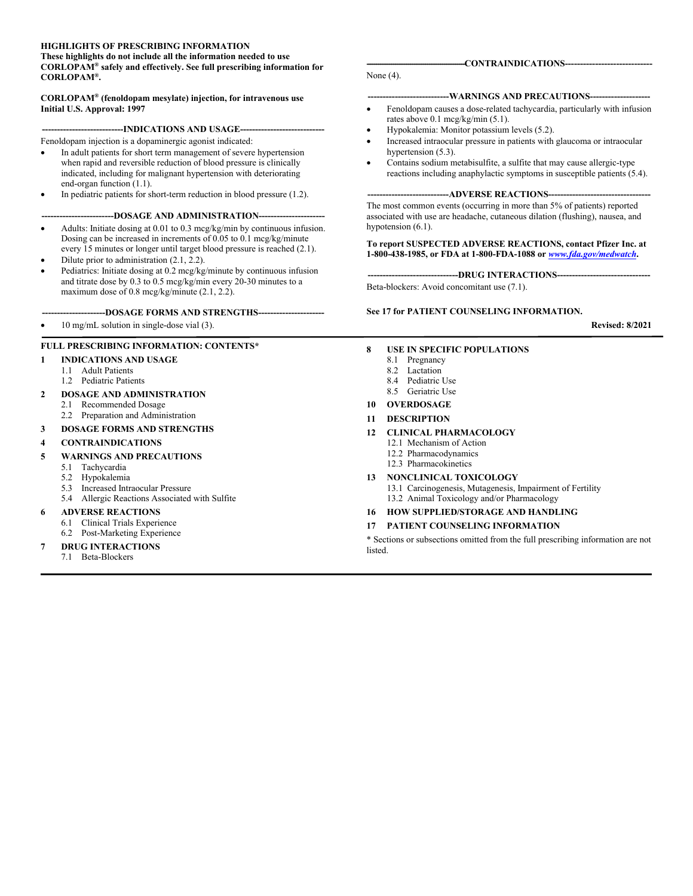**HIGHLIGHTS OF PRESCRIBING INFORMATION**
**These highlights do not include all the information needed to use CORLOPAM® safely and effectively. See full prescribing information for CORLOPAM®.**

**CORLOPAM® (fenoldopam mesylate) injection, for intravenous use**
**Initial U.S. Approval: 1997**

## INDICATIONS AND USAGE

Fenoldopam injection is a dopaminergic agonist indicated:

- In adult patients for short term management of severe hypertension when rapid and reversible reduction of blood pressure is clinically indicated, including for malignant hypertension with deteriorating end-organ function (1.1).
- In pediatric patients for short-term reduction in blood pressure (1.2).

## DOSAGE AND ADMINISTRATION

- Adults: Initiate dosing at 0.01 to 0.3 mcg/kg/min by continuous infusion. Dosing can be increased in increments of 0.05 to 0.1 mcg/kg/minute every 15 minutes or longer until target blood pressure is reached (2.1).
- Dilute prior to administration (2.1, 2.2).
- Pediatrics: Initiate dosing at 0.2 mcg/kg/minute by continuous infusion and titrate dose by 0.3 to 0.5 mcg/kg/min every 20-30 minutes to a maximum dose of 0.8 mcg/kg/minute (2.1, 2.2).

## DOSAGE FORMS AND STRENGTHS

- 10 mg/mL solution in single-dose vial (3).

## CONTRAINDICATIONS

None (4).

## WARNINGS AND PRECAUTIONS

- Fenoldopam causes a dose-related tachycardia, particularly with infusion rates above 0.1 mcg/kg/min (5.1).
- Hypokalemia: Monitor potassium levels (5.2).
- Increased intraocular pressure in patients with glaucoma or intraocular hypertension (5.3).
- Contains sodium metabisulfite, a sulfite that may cause allergic-type reactions including anaphylactic symptoms in susceptible patients (5.4).

## ADVERSE REACTIONS

The most common events (occurring in more than 5% of patients) reported associated with use are headache, cutaneous dilation (flushing), nausea, and hypotension (6.1).

**To report SUSPECTED ADVERSE REACTIONS, contact Pfizer Inc. at 1-800-438-1985, or FDA at 1-800-FDA-1088 or *www.fda.gov/medwatch*.**

## DRUG INTERACTIONS

Beta-blockers: Avoid concomitant use (7.1).

**See 17 for PATIENT COUNSELING INFORMATION.**

**Revised: 8/2021**

---

## FULL PRESCRIBING INFORMATION: CONTENTS*

**1 INDICATIONS AND USAGE**
- 1.1 Adult Patients
- 1.2 Pediatric Patients

**2 DOSAGE AND ADMINISTRATION**
- 2.1 Recommended Dosage
- 2.2 Preparation and Administration

**3 DOSAGE FORMS AND STRENGTHS**

**4 CONTRAINDICATIONS**

**5 WARNINGS AND PRECAUTIONS**
- 5.1 Tachycardia
- 5.2 Hypokalemia
- 5.3 Increased Intraocular Pressure
- 5.4 Allergic Reactions Associated with Sulfite

**6 ADVERSE REACTIONS**
- 6.1 Clinical Trials Experience
- 6.2 Post-Marketing Experience

**7 DRUG INTERACTIONS**
- 7.1 Beta-Blockers

**8 USE IN SPECIFIC POPULATIONS**
- 8.1 Pregnancy
- 8.2 Lactation
- 8.4 Pediatric Use
- 8.5 Geriatric Use

**10 OVERDOSAGE**

**11 DESCRIPTION**

**12 CLINICAL PHARMACOLOGY**
- 12.1 Mechanism of Action
- 12.2 Pharmacodynamics
- 12.3 Pharmacokinetics

**13 NONCLINICAL TOXICOLOGY**
- 13.1 Carcinogenesis, Mutagenesis, Impairment of Fertility
- 13.2 Animal Toxicology and/or Pharmacology

**16 HOW SUPPLIED/STORAGE AND HANDLING**

**17 PATIENT COUNSELING INFORMATION**

* Sections or subsections omitted from the full prescribing information are not listed.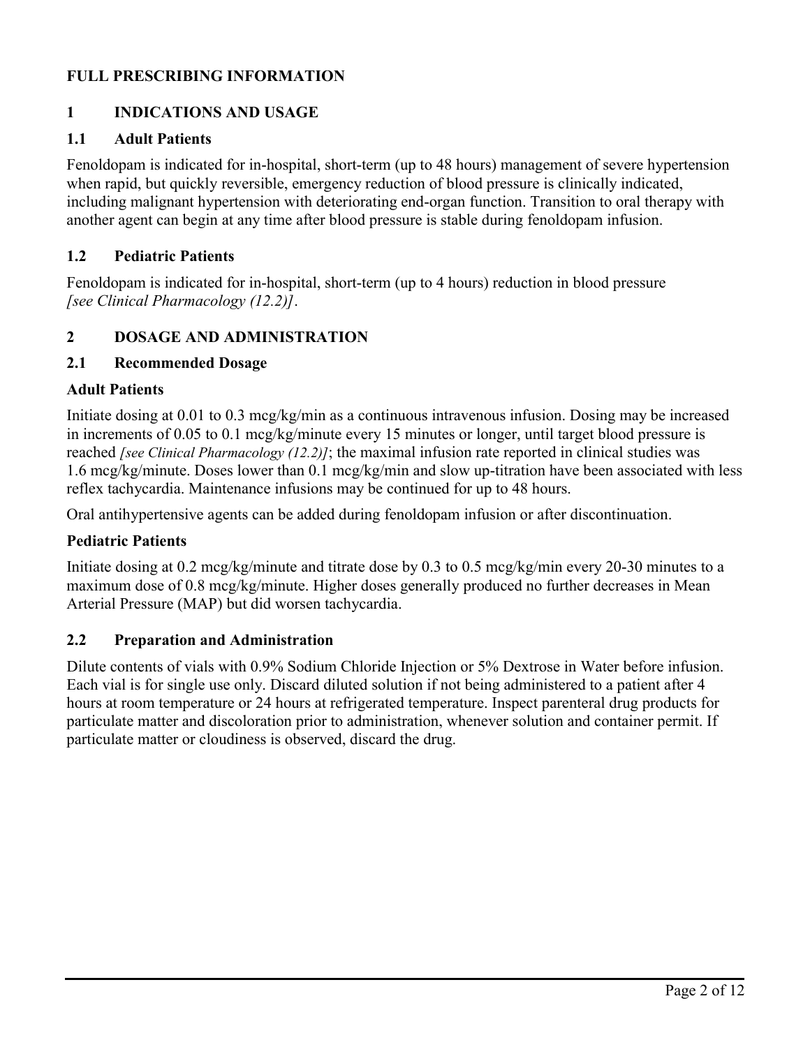# FULL PRESCRIBING INFORMATION

## 1 INDICATIONS AND USAGE

### 1.1 Adult Patients

Fenoldopam is indicated for in-hospital, short-term (up to 48 hours) management of severe hypertension when rapid, but quickly reversible, emergency reduction of blood pressure is clinically indicated, including malignant hypertension with deteriorating end-organ function. Transition to oral therapy with another agent can begin at any time after blood pressure is stable during fenoldopam infusion.

### 1.2 Pediatric Patients

Fenoldopam is indicated for in-hospital, short-term (up to 4 hours) reduction in blood pressure *[see Clinical Pharmacology (12.2)]*.

## 2 DOSAGE AND ADMINISTRATION

### 2.1 Recommended Dosage

**Adult Patients**

Initiate dosing at 0.01 to 0.3 mcg/kg/min as a continuous intravenous infusion. Dosing may be increased in increments of 0.05 to 0.1 mcg/kg/minute every 15 minutes or longer, until target blood pressure is reached *[see Clinical Pharmacology (12.2)]*; the maximal infusion rate reported in clinical studies was 1.6 mcg/kg/minute. Doses lower than 0.1 mcg/kg/min and slow up-titration have been associated with less reflex tachycardia. Maintenance infusions may be continued for up to 48 hours.

Oral antihypertensive agents can be added during fenoldopam infusion or after discontinuation.

**Pediatric Patients**

Initiate dosing at 0.2 mcg/kg/minute and titrate dose by 0.3 to 0.5 mcg/kg/min every 20-30 minutes to a maximum dose of 0.8 mcg/kg/minute. Higher doses generally produced no further decreases in Mean Arterial Pressure (MAP) but did worsen tachycardia.

### 2.2 Preparation and Administration

Dilute contents of vials with 0.9% Sodium Chloride Injection or 5% Dextrose in Water before infusion. Each vial is for single use only. Discard diluted solution if not being administered to a patient after 4 hours at room temperature or 24 hours at refrigerated temperature. Inspect parenteral drug products for particulate matter and discoloration prior to administration, whenever solution and container permit. If particulate matter or cloudiness is observed, discard the drug.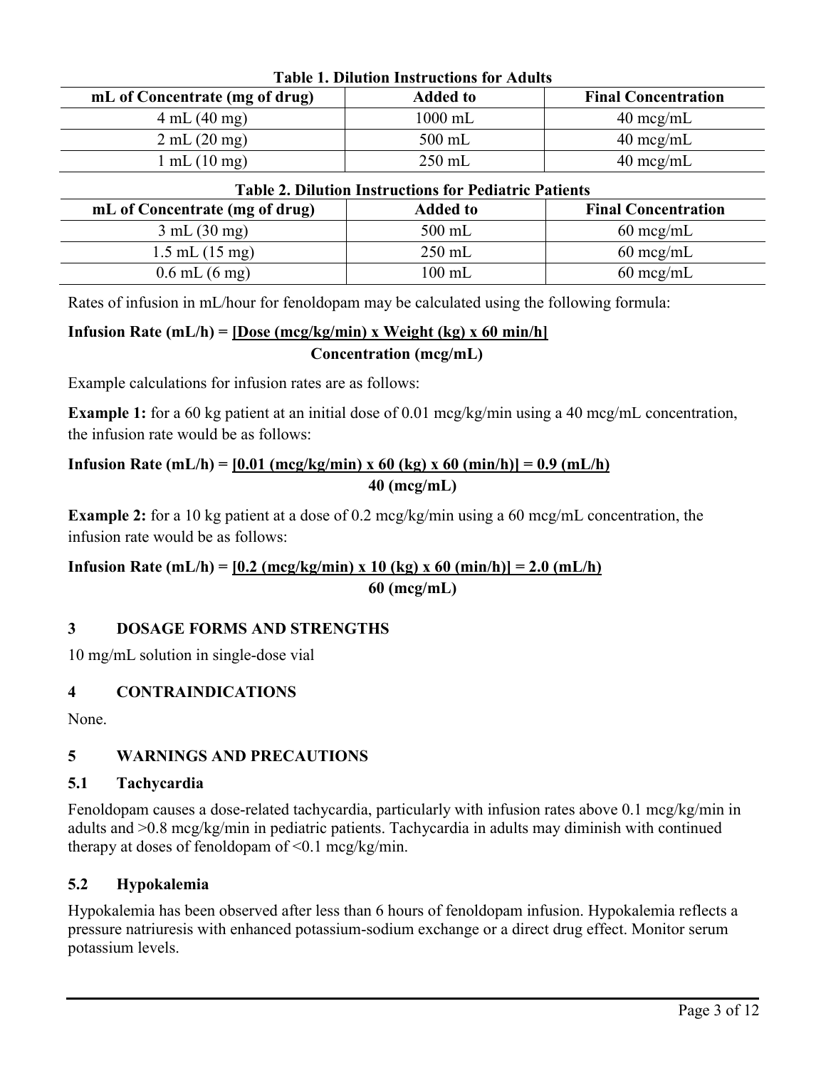**Table 1. Dilution Instructions for Adults**

| mL of Concentrate (mg of drug) | Added to | Final Concentration |
|---|---|---|
| 4 mL (40 mg) | 1000 mL | 40 mcg/mL |
| 2 mL (20 mg) | 500 mL | 40 mcg/mL |
| 1 mL (10 mg) | 250 mL | 40 mcg/mL |

**Table 2. Dilution Instructions for Pediatric Patients**

| mL of Concentrate (mg of drug) | Added to | Final Concentration |
|---|---|---|
| 3 mL (30 mg) | 500 mL | 60 mcg/mL |
| 1.5 mL (15 mg) | 250 mL | 60 mcg/mL |
| 0.6 mL (6 mg) | 100 mL | 60 mcg/mL |

Rates of infusion in mL/hour for fenoldopam may be calculated using the following formula:

$$\textbf{Infusion Rate (mL/h)} = \frac{\textbf{Dose (mcg/kg/min)} \times \textbf{Weight (kg)} \times \textbf{60 min/h}}{\textbf{Concentration (mcg/mL)}}$$

Example calculations for infusion rates are as follows:

**Example 1:** for a 60 kg patient at an initial dose of 0.01 mcg/kg/min using a 40 mcg/mL concentration, the infusion rate would be as follows:

$$\textbf{Infusion Rate (mL/h)} = \frac{0.01\ \text{(mcg/kg/min)} \times 60\ \text{(kg)} \times 60\ \text{(min/h)}}{40\ \text{(mcg/mL)}} = 0.9\ \text{(mL/h)}$$

**Example 2:** for a 10 kg patient at a dose of 0.2 mcg/kg/min using a 60 mcg/mL concentration, the infusion rate would be as follows:

$$\textbf{Infusion Rate (mL/h)} = \frac{0.2\ \text{(mcg/kg/min)} \times 10\ \text{(kg)} \times 60\ \text{(min/h)}}{60\ \text{(mcg/mL)}} = 2.0\ \text{(mL/h)}$$

## 3 DOSAGE FORMS AND STRENGTHS

10 mg/mL solution in single-dose vial

## 4 CONTRAINDICATIONS

None.

## 5 WARNINGS AND PRECAUTIONS

### 5.1 Tachycardia

Fenoldopam causes a dose-related tachycardia, particularly with infusion rates above 0.1 mcg/kg/min in adults and >0.8 mcg/kg/min in pediatric patients. Tachycardia in adults may diminish with continued therapy at doses of fenoldopam of <0.1 mcg/kg/min.

### 5.2 Hypokalemia

Hypokalemia has been observed after less than 6 hours of fenoldopam infusion. Hypokalemia reflects a pressure natriuresis with enhanced potassium-sodium exchange or a direct drug effect. Monitor serum potassium levels.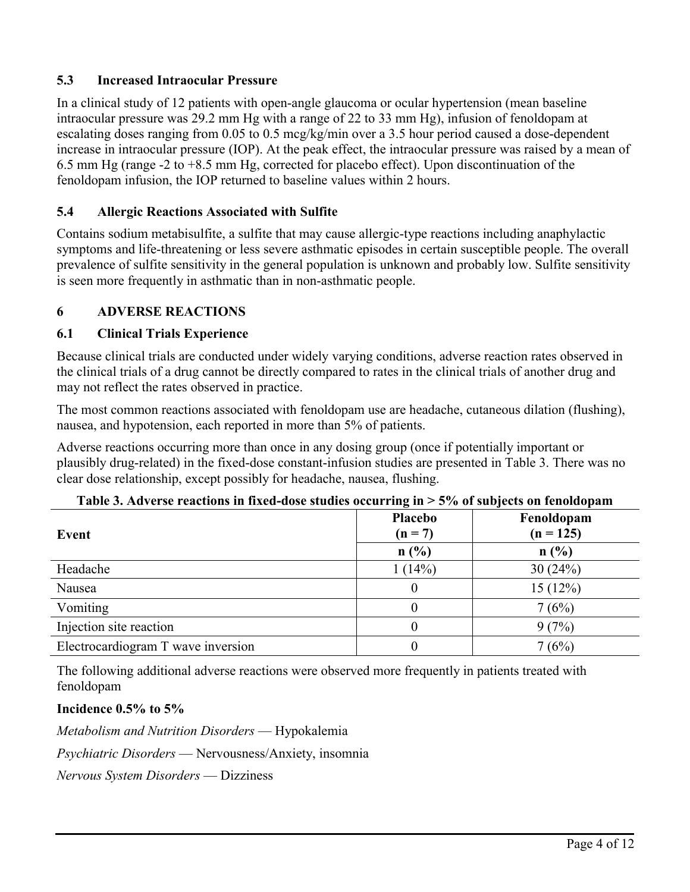### 5.3 Increased Intraocular Pressure

In a clinical study of 12 patients with open-angle glaucoma or ocular hypertension (mean baseline intraocular pressure was 29.2 mm Hg with a range of 22 to 33 mm Hg), infusion of fenoldopam at escalating doses ranging from 0.05 to 0.5 mcg/kg/min over a 3.5 hour period caused a dose-dependent increase in intraocular pressure (IOP). At the peak effect, the intraocular pressure was raised by a mean of 6.5 mm Hg (range -2 to +8.5 mm Hg, corrected for placebo effect). Upon discontinuation of the fenoldopam infusion, the IOP returned to baseline values within 2 hours.

### 5.4 Allergic Reactions Associated with Sulfite

Contains sodium metabisulfite, a sulfite that may cause allergic-type reactions including anaphylactic symptoms and life-threatening or less severe asthmatic episodes in certain susceptible people. The overall prevalence of sulfite sensitivity in the general population is unknown and probably low. Sulfite sensitivity is seen more frequently in asthmatic than in non-asthmatic people.

## 6 ADVERSE REACTIONS

### 6.1 Clinical Trials Experience

Because clinical trials are conducted under widely varying conditions, adverse reaction rates observed in the clinical trials of a drug cannot be directly compared to rates in the clinical trials of another drug and may not reflect the rates observed in practice.

The most common reactions associated with fenoldopam use are headache, cutaneous dilation (flushing), nausea, and hypotension, each reported in more than 5% of patients.

Adverse reactions occurring more than once in any dosing group (once if potentially important or plausibly drug-related) in the fixed-dose constant-infusion studies are presented in Table 3. There was no clear dose relationship, except possibly for headache, nausea, flushing.

**Table 3. Adverse reactions in fixed-dose studies occurring in > 5% of subjects on fenoldopam**

| Event | Placebo (n = 7) | Fenoldopam (n = 125) |
|---|---|---|
| | n (%) | n (%) |
| Headache | 1 (14%) | 30 (24%) |
| Nausea | 0 | 15 (12%) |
| Vomiting | 0 | 7 (6%) |
| Injection site reaction | 0 | 9 (7%) |
| Electrocardiogram T wave inversion | 0 | 7 (6%) |

The following additional adverse reactions were observed more frequently in patients treated with fenoldopam

**Incidence 0.5% to 5%**

*Metabolism and Nutrition Disorders* — Hypokalemia

*Psychiatric Disorders* — Nervousness/Anxiety, insomnia

*Nervous System Disorders* — Dizziness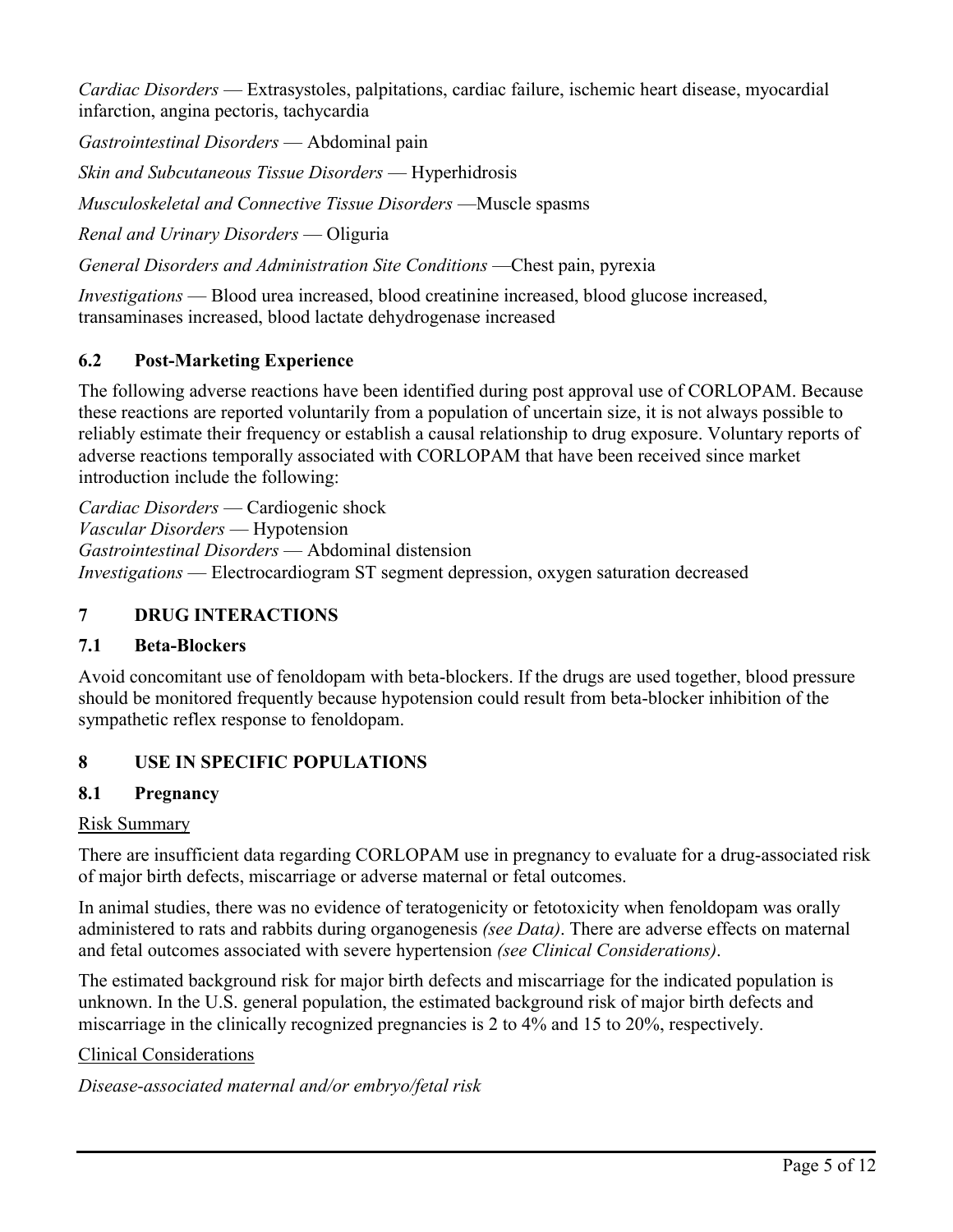*Cardiac Disorders* — Extrasystoles, palpitations, cardiac failure, ischemic heart disease, myocardial infarction, angina pectoris, tachycardia

*Gastrointestinal Disorders* — Abdominal pain

*Skin and Subcutaneous Tissue Disorders* — Hyperhidrosis

*Musculoskeletal and Connective Tissue Disorders* —Muscle spasms

*Renal and Urinary Disorders* — Oliguria

*General Disorders and Administration Site Conditions* —Chest pain, pyrexia

*Investigations* — Blood urea increased, blood creatinine increased, blood glucose increased, transaminases increased, blood lactate dehydrogenase increased

### 6.2 Post-Marketing Experience

The following adverse reactions have been identified during post approval use of CORLOPAM. Because these reactions are reported voluntarily from a population of uncertain size, it is not always possible to reliably estimate their frequency or establish a causal relationship to drug exposure. Voluntary reports of adverse reactions temporally associated with CORLOPAM that have been received since market introduction include the following:

*Cardiac Disorders* — Cardiogenic shock
*Vascular Disorders* — Hypotension
*Gastrointestinal Disorders* — Abdominal distension
*Investigations* — Electrocardiogram ST segment depression, oxygen saturation decreased

## 7 DRUG INTERACTIONS

### 7.1 Beta-Blockers

Avoid concomitant use of fenoldopam with beta-blockers. If the drugs are used together, blood pressure should be monitored frequently because hypotension could result from beta-blocker inhibition of the sympathetic reflex response to fenoldopam.

## 8 USE IN SPECIFIC POPULATIONS

### 8.1 Pregnancy

Risk Summary

There are insufficient data regarding CORLOPAM use in pregnancy to evaluate for a drug-associated risk of major birth defects, miscarriage or adverse maternal or fetal outcomes.

In animal studies, there was no evidence of teratogenicity or fetotoxicity when fenoldopam was orally administered to rats and rabbits during organogenesis *(see Data)*. There are adverse effects on maternal and fetal outcomes associated with severe hypertension *(see Clinical Considerations)*.

The estimated background risk for major birth defects and miscarriage for the indicated population is unknown. In the U.S. general population, the estimated background risk of major birth defects and miscarriage in the clinically recognized pregnancies is 2 to 4% and 15 to 20%, respectively.

Clinical Considerations

*Disease-associated maternal and/or embryo/fetal risk*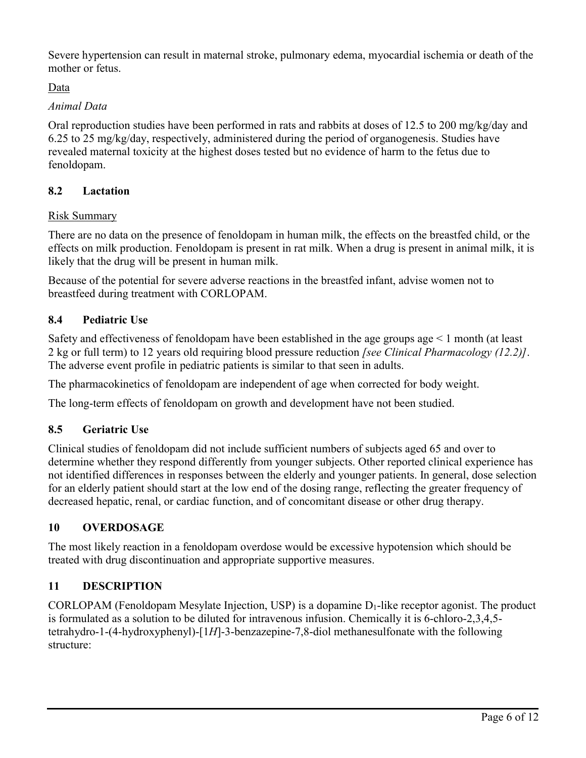Severe hypertension can result in maternal stroke, pulmonary edema, myocardial ischemia or death of the mother or fetus.

Data

*Animal Data*

Oral reproduction studies have been performed in rats and rabbits at doses of 12.5 to 200 mg/kg/day and 6.25 to 25 mg/kg/day, respectively, administered during the period of organogenesis. Studies have revealed maternal toxicity at the highest doses tested but no evidence of harm to the fetus due to fenoldopam.

## 8.2 Lactation

Risk Summary

There are no data on the presence of fenoldopam in human milk, the effects on the breastfed child, or the effects on milk production. Fenoldopam is present in rat milk. When a drug is present in animal milk, it is likely that the drug will be present in human milk.

Because of the potential for severe adverse reactions in the breastfed infant, advise women not to breastfeed during treatment with CORLOPAM.

## 8.4 Pediatric Use

Safety and effectiveness of fenoldopam have been established in the age groups age < 1 month (at least 2 kg or full term) to 12 years old requiring blood pressure reduction *[see Clinical Pharmacology (12.2)]*. The adverse event profile in pediatric patients is similar to that seen in adults.

The pharmacokinetics of fenoldopam are independent of age when corrected for body weight.

The long-term effects of fenoldopam on growth and development have not been studied.

## 8.5 Geriatric Use

Clinical studies of fenoldopam did not include sufficient numbers of subjects aged 65 and over to determine whether they respond differently from younger subjects. Other reported clinical experience has not identified differences in responses between the elderly and younger patients. In general, dose selection for an elderly patient should start at the low end of the dosing range, reflecting the greater frequency of decreased hepatic, renal, or cardiac function, and of concomitant disease or other drug therapy.

## 10 OVERDOSAGE

The most likely reaction in a fenoldopam overdose would be excessive hypotension which should be treated with drug discontinuation and appropriate supportive measures.

## 11 DESCRIPTION

CORLOPAM (Fenoldopam Mesylate Injection, USP) is a dopamine $D_1$-like receptor agonist. The product is formulated as a solution to be diluted for intravenous infusion. Chemically it is 6-chloro-2,3,4,5-tetrahydro-1-(4-hydroxyphenyl)-[1*H*]-3-benzazepine-7,8-diol methanesulfonate with the following structure: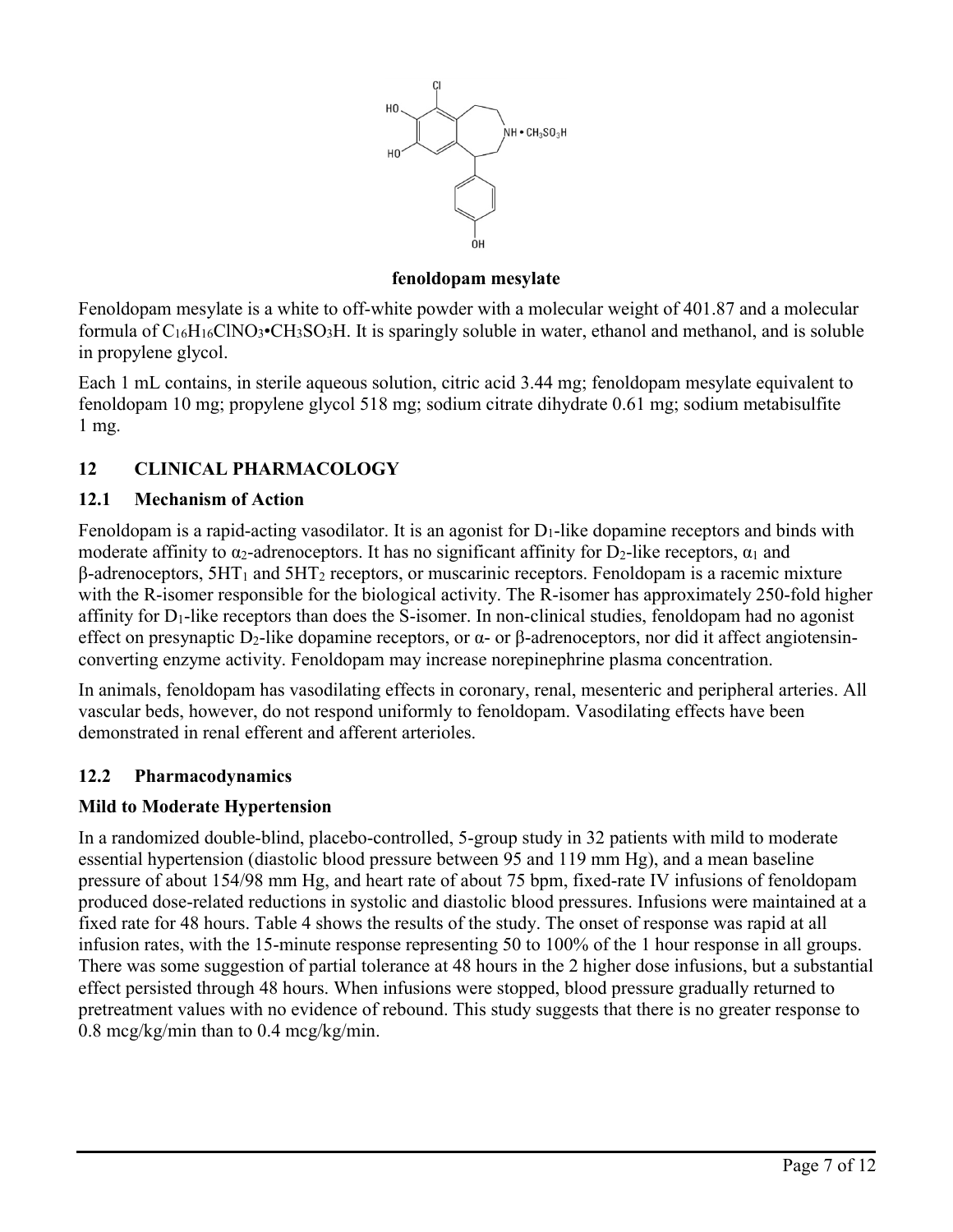**fenoldopam mesylate**

Fenoldopam mesylate is a white to off-white powder with a molecular weight of 401.87 and a molecular formula of $C_{16}H_{16}ClNO_3 \bullet CH_3SO_3H$. It is sparingly soluble in water, ethanol and methanol, and is soluble in propylene glycol.

Each 1 mL contains, in sterile aqueous solution, citric acid 3.44 mg; fenoldopam mesylate equivalent to fenoldopam 10 mg; propylene glycol 518 mg; sodium citrate dihydrate 0.61 mg; sodium metabisulfite 1 mg.

## 12 CLINICAL PHARMACOLOGY

### 12.1 Mechanism of Action

Fenoldopam is a rapid-acting vasodilator. It is an agonist for $D_1$-like dopamine receptors and binds with moderate affinity to $\alpha_2$-adrenoceptors. It has no significant affinity for $D_2$-like receptors, $\alpha_1$ and $\beta$-adrenoceptors, $5HT_1$ and $5HT_2$ receptors, or muscarinic receptors. Fenoldopam is a racemic mixture with the R-isomer responsible for the biological activity. The R-isomer has approximately 250-fold higher affinity for $D_1$-like receptors than does the S-isomer. In non-clinical studies, fenoldopam had no agonist effect on presynaptic $D_2$-like dopamine receptors, or α- or β-adrenoceptors, nor did it affect angiotensin-converting enzyme activity. Fenoldopam may increase norepinephrine plasma concentration.

In animals, fenoldopam has vasodilating effects in coronary, renal, mesenteric and peripheral arteries. All vascular beds, however, do not respond uniformly to fenoldopam. Vasodilating effects have been demonstrated in renal efferent and afferent arterioles.

### 12.2 Pharmacodynamics

**Mild to Moderate Hypertension**

In a randomized double-blind, placebo-controlled, 5-group study in 32 patients with mild to moderate essential hypertension (diastolic blood pressure between 95 and 119 mm Hg), and a mean baseline pressure of about 154/98 mm Hg, and heart rate of about 75 bpm, fixed-rate IV infusions of fenoldopam produced dose-related reductions in systolic and diastolic blood pressures. Infusions were maintained at a fixed rate for 48 hours. Table 4 shows the results of the study. The onset of response was rapid at all infusion rates, with the 15-minute response representing 50 to 100% of the 1 hour response in all groups. There was some suggestion of partial tolerance at 48 hours in the 2 higher dose infusions, but a substantial effect persisted through 48 hours. When infusions were stopped, blood pressure gradually returned to pretreatment values with no evidence of rebound. This study suggests that there is no greater response to 0.8 mcg/kg/min than to 0.4 mcg/kg/min.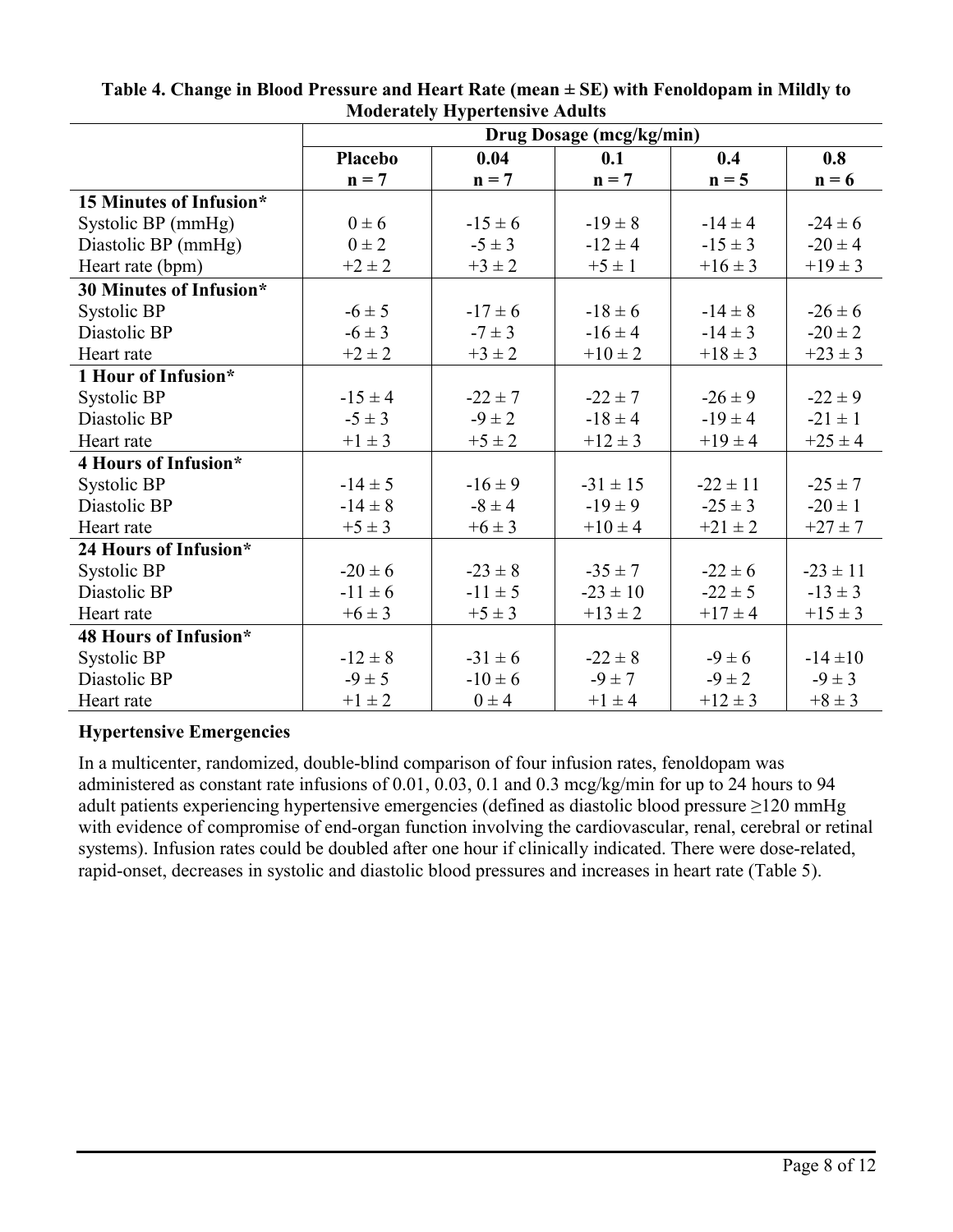**Table 4. Change in Blood Pressure and Heart Rate (mean ± SE) with Fenoldopam in Mildly to Moderately Hypertensive Adults**

| | Drug Dosage (mcg/kg/min) | | | | |
|---|---|---|---|---|---|
| | **Placebo n = 7** | **0.04 n = 7** | **0.1 n = 7** | **0.4 n = 5** | **0.8 n = 6** |
| **15 Minutes of Infusion*** | | | | | |
| Systolic BP (mmHg) | 0 ± 6 | -15 ± 6 | -19 ± 8 | -14 ± 4 | -24 ± 6 |
| Diastolic BP (mmHg) | 0 ± 2 | -5 ± 3 | -12 ± 4 | -15 ± 3 | -20 ± 4 |
| Heart rate (bpm) | +2 ± 2 | +3 ± 2 | +5 ± 1 | +16 ± 3 | +19 ± 3 |
| **30 Minutes of Infusion*** | | | | | |
| Systolic BP | -6 ± 5 | -17 ± 6 | -18 ± 6 | -14 ± 8 | -26 ± 6 |
| Diastolic BP | -6 ± 3 | -7 ± 3 | -16 ± 4 | -14 ± 3 | -20 ± 2 |
| Heart rate | +2 ± 2 | +3 ± 2 | +10 ± 2 | +18 ± 3 | +23 ± 3 |
| **1 Hour of Infusion*** | | | | | |
| Systolic BP | -15 ± 4 | -22 ± 7 | -22 ± 7 | -26 ± 9 | -22 ± 9 |
| Diastolic BP | -5 ± 3 | -9 ± 2 | -18 ± 4 | -19 ± 4 | -21 ± 1 |
| Heart rate | +1 ± 3 | +5 ± 2 | +12 ± 3 | +19 ± 4 | +25 ± 4 |
| **4 Hours of Infusion*** | | | | | |
| Systolic BP | -14 ± 5 | -16 ± 9 | -31 ± 15 | -22 ± 11 | -25 ± 7 |
| Diastolic BP | -14 ± 8 | -8 ± 4 | -19 ± 9 | -25 ± 3 | -20 ± 1 |
| Heart rate | +5 ± 3 | +6 ± 3 | +10 ± 4 | +21 ± 2 | +27 ± 7 |
| **24 Hours of Infusion*** | | | | | |
| Systolic BP | -20 ± 6 | -23 ± 8 | -35 ± 7 | -22 ± 6 | -23 ± 11 |
| Diastolic BP | -11 ± 6 | -11 ± 5 | -23 ± 10 | -22 ± 5 | -13 ± 3 |
| Heart rate | +6 ± 3 | +5 ± 3 | +13 ± 2 | +17 ± 4 | +15 ± 3 |
| **48 Hours of Infusion*** | | | | | |
| Systolic BP | -12 ± 8 | -31 ± 6 | -22 ± 8 | -9 ± 6 | -14 ±10 |
| Diastolic BP | -9 ± 5 | -10 ± 6 | -9 ± 7 | -9 ± 2 | -9 ± 3 |
| Heart rate | +1 ± 2 | 0 ± 4 | +1 ± 4 | +12 ± 3 | +8 ± 3 |

**Hypertensive Emergencies**

In a multicenter, randomized, double-blind comparison of four infusion rates, fenoldopam was administered as constant rate infusions of 0.01, 0.03, 0.1 and 0.3 mcg/kg/min for up to 24 hours to 94 adult patients experiencing hypertensive emergencies (defined as diastolic blood pressure ≥120 mmHg with evidence of compromise of end-organ function involving the cardiovascular, renal, cerebral or retinal systems). Infusion rates could be doubled after one hour if clinically indicated. There were dose-related, rapid-onset, decreases in systolic and diastolic blood pressures and increases in heart rate (Table 5).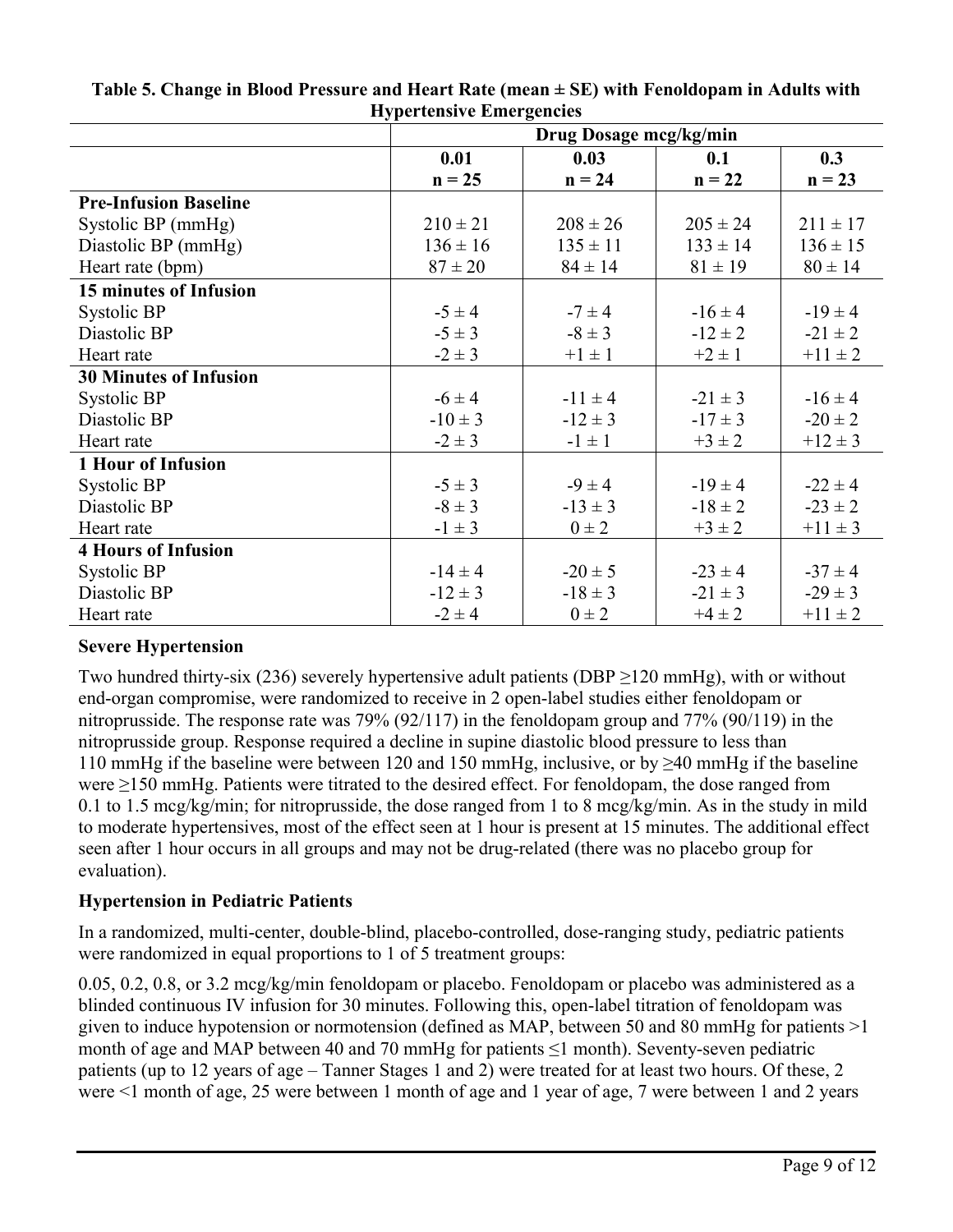**Table 5. Change in Blood Pressure and Heart Rate (mean ± SE) with Fenoldopam in Adults with Hypertensive Emergencies**

| | Drug Dosage mcg/kg/min | | | |
|---|---|---|---|---|
| | **0.01**<br>**n = 25** | **0.03**<br>**n = 24** | **0.1**<br>**n = 22** | **0.3**<br>**n = 23** |
| **Pre-Infusion Baseline** | | | | |
| Systolic BP (mmHg) | 210 ± 21 | 208 ± 26 | 205 ± 24 | 211 ± 17 |
| Diastolic BP (mmHg) | 136 ± 16 | 135 ± 11 | 133 ± 14 | 136 ± 15 |
| Heart rate (bpm) | 87 ± 20 | 84 ± 14 | 81 ± 19 | 80 ± 14 |
| **15 minutes of Infusion** | | | | |
| Systolic BP | -5 ± 4 | -7 ± 4 | -16 ± 4 | -19 ± 4 |
| Diastolic BP | -5 ± 3 | -8 ± 3 | -12 ± 2 | -21 ± 2 |
| Heart rate | -2 ± 3 | +1 ± 1 | +2 ± 1 | +11 ± 2 |
| **30 Minutes of Infusion** | | | | |
| Systolic BP | -6 ± 4 | -11 ± 4 | -21 ± 3 | -16 ± 4 |
| Diastolic BP | -10 ± 3 | -12 ± 3 | -17 ± 3 | -20 ± 2 |
| Heart rate | -2 ± 3 | -1 ± 1 | +3 ± 2 | +12 ± 3 |
| **1 Hour of Infusion** | | | | |
| Systolic BP | -5 ± 3 | -9 ± 4 | -19 ± 4 | -22 ± 4 |
| Diastolic BP | -8 ± 3 | -13 ± 3 | -18 ± 2 | -23 ± 2 |
| Heart rate | -1 ± 3 | 0 ± 2 | +3 ± 2 | +11 ± 3 |
| **4 Hours of Infusion** | | | | |
| Systolic BP | -14 ± 4 | -20 ± 5 | -23 ± 4 | -37 ± 4 |
| Diastolic BP | -12 ± 3 | -18 ± 3 | -21 ± 3 | -29 ± 3 |
| Heart rate | -2 ± 4 | 0 ± 2 | +4 ± 2 | +11 ± 2 |

**Severe Hypertension**

Two hundred thirty-six (236) severely hypertensive adult patients (DBP ≥120 mmHg), with or without end-organ compromise, were randomized to receive in 2 open-label studies either fenoldopam or nitroprusside. The response rate was 79% (92/117) in the fenoldopam group and 77% (90/119) in the nitroprusside group. Response required a decline in supine diastolic blood pressure to less than 110 mmHg if the baseline were between 120 and 150 mmHg, inclusive, or by ≥40 mmHg if the baseline were ≥150 mmHg. Patients were titrated to the desired effect. For fenoldopam, the dose ranged from 0.1 to 1.5 mcg/kg/min; for nitroprusside, the dose ranged from 1 to 8 mcg/kg/min. As in the study in mild to moderate hypertensives, most of the effect seen at 1 hour is present at 15 minutes. The additional effect seen after 1 hour occurs in all groups and may not be drug-related (there was no placebo group for evaluation).

**Hypertension in Pediatric Patients**

In a randomized, multi-center, double-blind, placebo-controlled, dose-ranging study, pediatric patients were randomized in equal proportions to 1 of 5 treatment groups:

0.05, 0.2, 0.8, or 3.2 mcg/kg/min fenoldopam or placebo. Fenoldopam or placebo was administered as a blinded continuous IV infusion for 30 minutes. Following this, open-label titration of fenoldopam was given to induce hypotension or normotension (defined as MAP, between 50 and 80 mmHg for patients >1 month of age and MAP between 40 and 70 mmHg for patients ≤1 month). Seventy-seven pediatric patients (up to 12 years of age – Tanner Stages 1 and 2) were treated for at least two hours. Of these, 2 were <1 month of age, 25 were between 1 month of age and 1 year of age, 7 were between 1 and 2 years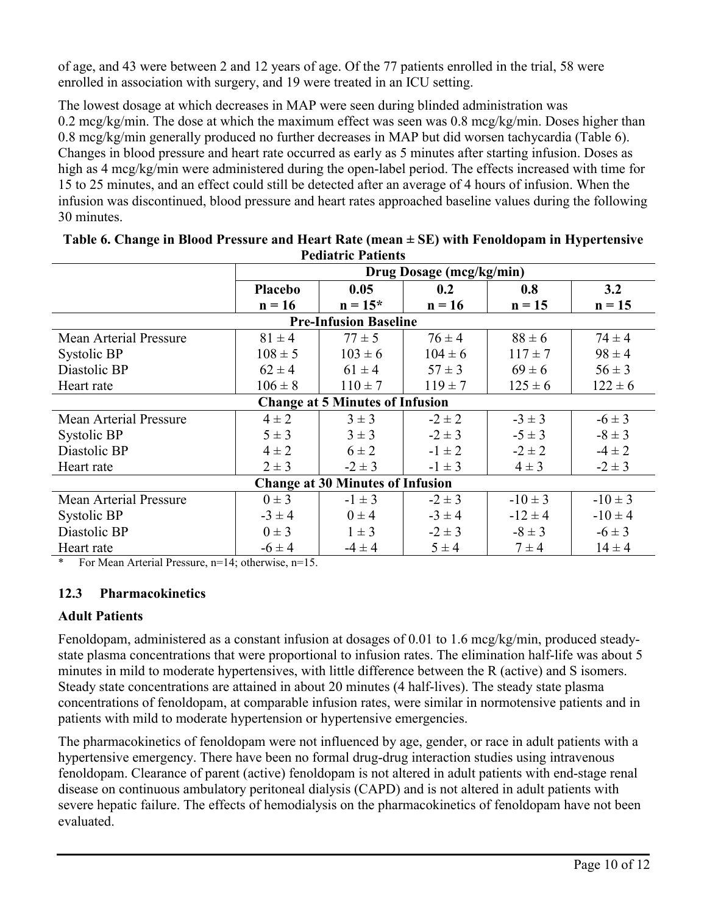of age, and 43 were between 2 and 12 years of age. Of the 77 patients enrolled in the trial, 58 were enrolled in association with surgery, and 19 were treated in an ICU setting.

The lowest dosage at which decreases in MAP were seen during blinded administration was 0.2 mcg/kg/min. The dose at which the maximum effect was seen was 0.8 mcg/kg/min. Doses higher than 0.8 mcg/kg/min generally produced no further decreases in MAP but did worsen tachycardia (Table 6). Changes in blood pressure and heart rate occurred as early as 5 minutes after starting infusion. Doses as high as 4 mcg/kg/min were administered during the open-label period. The effects increased with time for 15 to 25 minutes, and an effect could still be detected after an average of 4 hours of infusion. When the infusion was discontinued, blood pressure and heart rates approached baseline values during the following 30 minutes.

**Table 6. Change in Blood Pressure and Heart Rate (mean ± SE) with Fenoldopam in Hypertensive Pediatric Patients**

| | Drug Dosage (mcg/kg/min) | | | | |
|---|---|---|---|---|---|
| | **Placebo n = 16** | **0.05 n = 15*** | **0.2 n = 16** | **0.8 n = 15** | **3.2 n = 15** |
| **Pre-Infusion Baseline** | | | | | |
| Mean Arterial Pressure | 81 ± 4 | 77 ± 5 | 76 ± 4 | 88 ± 6 | 74 ± 4 |
| Systolic BP | 108 ± 5 | 103 ± 6 | 104 ± 6 | 117 ± 7 | 98 ± 4 |
| Diastolic BP | 62 ± 4 | 61 ± 4 | 57 ± 3 | 69 ± 6 | 56 ± 3 |
| Heart rate | 106 ± 8 | 110 ± 7 | 119 ± 7 | 125 ± 6 | 122 ± 6 |
| **Change at 5 Minutes of Infusion** | | | | | |
| Mean Arterial Pressure | 4 ± 2 | 3 ± 3 | -2 ± 2 | -3 ± 3 | -6 ± 3 |
| Systolic BP | 5 ± 3 | 3 ± 3 | -2 ± 3 | -5 ± 3 | -8 ± 3 |
| Diastolic BP | 4 ± 2 | 6 ± 2 | -1 ± 2 | -2 ± 2 | -4 ± 2 |
| Heart rate | 2 ± 3 | -2 ± 3 | -1 ± 3 | 4 ± 3 | -2 ± 3 |
| **Change at 30 Minutes of Infusion** | | | | | |
| Mean Arterial Pressure | 0 ± 3 | -1 ± 3 | -2 ± 3 | -10 ± 3 | -10 ± 3 |
| Systolic BP | -3 ± 4 | 0 ± 4 | -3 ± 4 | -12 ± 4 | -10 ± 4 |
| Diastolic BP | 0 ± 3 | 1 ± 3 | -2 ± 3 | -8 ± 3 | -6 ± 3 |
| Heart rate | -6 ± 4 | -4 ± 4 | 5 ± 4 | 7 ± 4 | 14 ± 4 |

\* For Mean Arterial Pressure, n=14; otherwise, n=15.

## 12.3 Pharmacokinetics

### Adult Patients

Fenoldopam, administered as a constant infusion at dosages of 0.01 to 1.6 mcg/kg/min, produced steady-state plasma concentrations that were proportional to infusion rates. The elimination half-life was about 5 minutes in mild to moderate hypertensives, with little difference between the R (active) and S isomers. Steady state concentrations are attained in about 20 minutes (4 half-lives). The steady state plasma concentrations of fenoldopam, at comparable infusion rates, were similar in normotensive patients and in patients with mild to moderate hypertension or hypertensive emergencies.

The pharmacokinetics of fenoldopam were not influenced by age, gender, or race in adult patients with a hypertensive emergency. There have been no formal drug-drug interaction studies using intravenous fenoldopam. Clearance of parent (active) fenoldopam is not altered in adult patients with end-stage renal disease on continuous ambulatory peritoneal dialysis (CAPD) and is not altered in adult patients with severe hepatic failure. The effects of hemodialysis on the pharmacokinetics of fenoldopam have not been evaluated.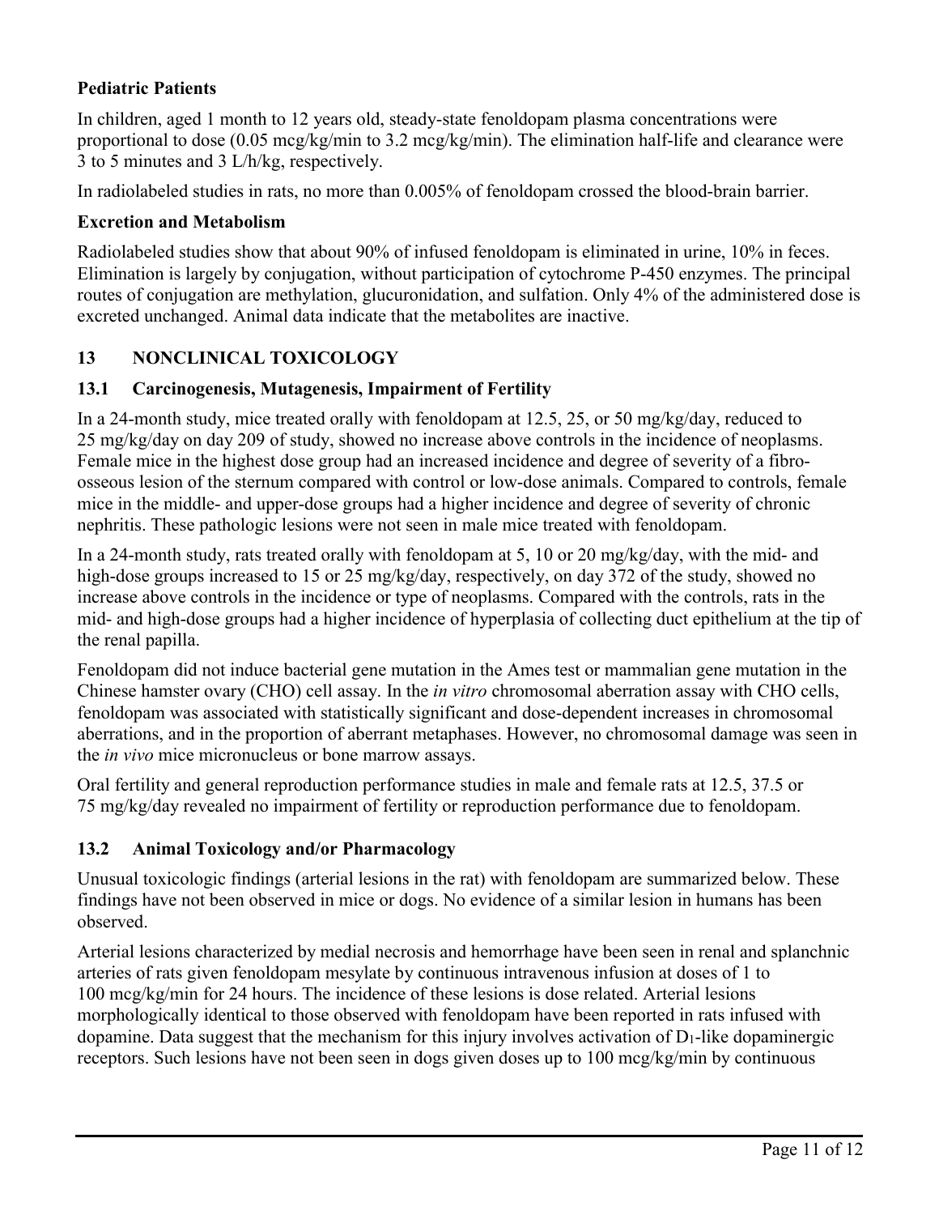**Pediatric Patients**

In children, aged 1 month to 12 years old, steady-state fenoldopam plasma concentrations were proportional to dose (0.05 mcg/kg/min to 3.2 mcg/kg/min). The elimination half-life and clearance were 3 to 5 minutes and 3 L/h/kg, respectively.

In radiolabeled studies in rats, no more than 0.005% of fenoldopam crossed the blood-brain barrier.

**Excretion and Metabolism**

Radiolabeled studies show that about 90% of infused fenoldopam is eliminated in urine, 10% in feces. Elimination is largely by conjugation, without participation of cytochrome P-450 enzymes. The principal routes of conjugation are methylation, glucuronidation, and sulfation. Only 4% of the administered dose is excreted unchanged. Animal data indicate that the metabolites are inactive.

## 13 NONCLINICAL TOXICOLOGY

### 13.1 Carcinogenesis, Mutagenesis, Impairment of Fertility

In a 24-month study, mice treated orally with fenoldopam at 12.5, 25, or 50 mg/kg/day, reduced to 25 mg/kg/day on day 209 of study, showed no increase above controls in the incidence of neoplasms. Female mice in the highest dose group had an increased incidence and degree of severity of a fibro-osseous lesion of the sternum compared with control or low-dose animals. Compared to controls, female mice in the middle- and upper-dose groups had a higher incidence and degree of severity of chronic nephritis. These pathologic lesions were not seen in male mice treated with fenoldopam.

In a 24-month study, rats treated orally with fenoldopam at 5, 10 or 20 mg/kg/day, with the mid- and high-dose groups increased to 15 or 25 mg/kg/day, respectively, on day 372 of the study, showed no increase above controls in the incidence or type of neoplasms. Compared with the controls, rats in the mid- and high-dose groups had a higher incidence of hyperplasia of collecting duct epithelium at the tip of the renal papilla.

Fenoldopam did not induce bacterial gene mutation in the Ames test or mammalian gene mutation in the Chinese hamster ovary (CHO) cell assay. In the *in vitro* chromosomal aberration assay with CHO cells, fenoldopam was associated with statistically significant and dose-dependent increases in chromosomal aberrations, and in the proportion of aberrant metaphases. However, no chromosomal damage was seen in the *in vivo* mice micronucleus or bone marrow assays.

Oral fertility and general reproduction performance studies in male and female rats at 12.5, 37.5 or 75 mg/kg/day revealed no impairment of fertility or reproduction performance due to fenoldopam.

### 13.2 Animal Toxicology and/or Pharmacology

Unusual toxicologic findings (arterial lesions in the rat) with fenoldopam are summarized below. These findings have not been observed in mice or dogs. No evidence of a similar lesion in humans has been observed.

Arterial lesions characterized by medial necrosis and hemorrhage have been seen in renal and splanchnic arteries of rats given fenoldopam mesylate by continuous intravenous infusion at doses of 1 to 100 mcg/kg/min for 24 hours. The incidence of these lesions is dose related. Arterial lesions morphologically identical to those observed with fenoldopam have been reported in rats infused with dopamine. Data suggest that the mechanism for this injury involves activation of $D_1$-like dopaminergic receptors. Such lesions have not been seen in dogs given doses up to 100 mcg/kg/min by continuous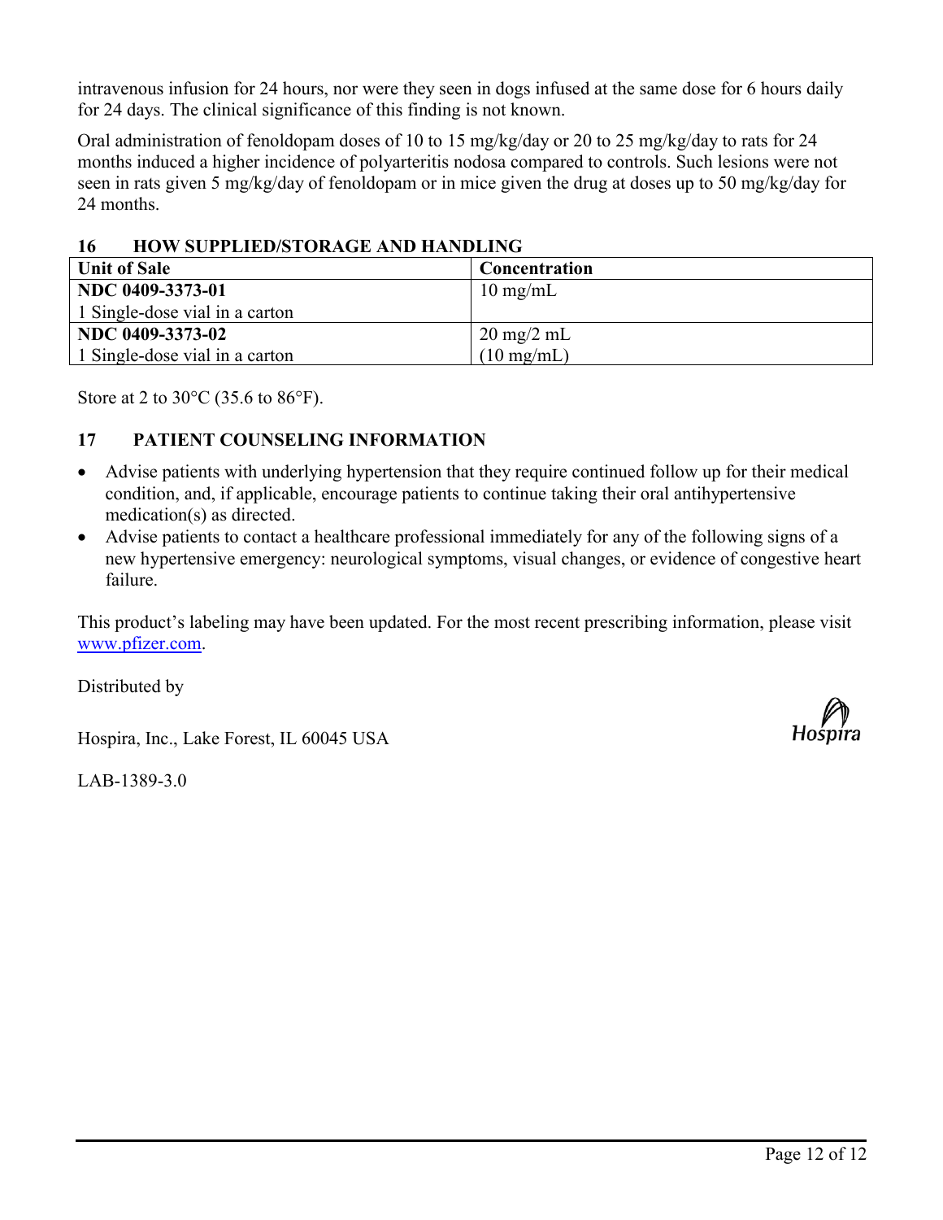intravenous infusion for 24 hours, nor were they seen in dogs infused at the same dose for 6 hours daily for 24 days. The clinical significance of this finding is not known.

Oral administration of fenoldopam doses of 10 to 15 mg/kg/day or 20 to 25 mg/kg/day to rats for 24 months induced a higher incidence of polyarteritis nodosa compared to controls. Such lesions were not seen in rats given 5 mg/kg/day of fenoldopam or in mice given the drug at doses up to 50 mg/kg/day for 24 months.

## 16 HOW SUPPLIED/STORAGE AND HANDLING

| Unit of Sale | Concentration |
|---|---|
| **NDC 0409-3373-01**<br>1 Single-dose vial in a carton | 10 mg/mL |
| **NDC 0409-3373-02**<br>1 Single-dose vial in a carton | 20 mg/2 mL<br>(10 mg/mL) |

Store at 2 to 30°C (35.6 to 86°F).

## 17 PATIENT COUNSELING INFORMATION

- Advise patients with underlying hypertension that they require continued follow up for their medical condition, and, if applicable, encourage patients to continue taking their oral antihypertensive medication(s) as directed.
- Advise patients to contact a healthcare professional immediately for any of the following signs of a new hypertensive emergency: neurological symptoms, visual changes, or evidence of congestive heart failure.

This product's labeling may have been updated. For the most recent prescribing information, please visit www.pfizer.com.

Distributed by

Hospira, Inc., Lake Forest, IL 60045 USA

Hospira

LAB-1389-3.0